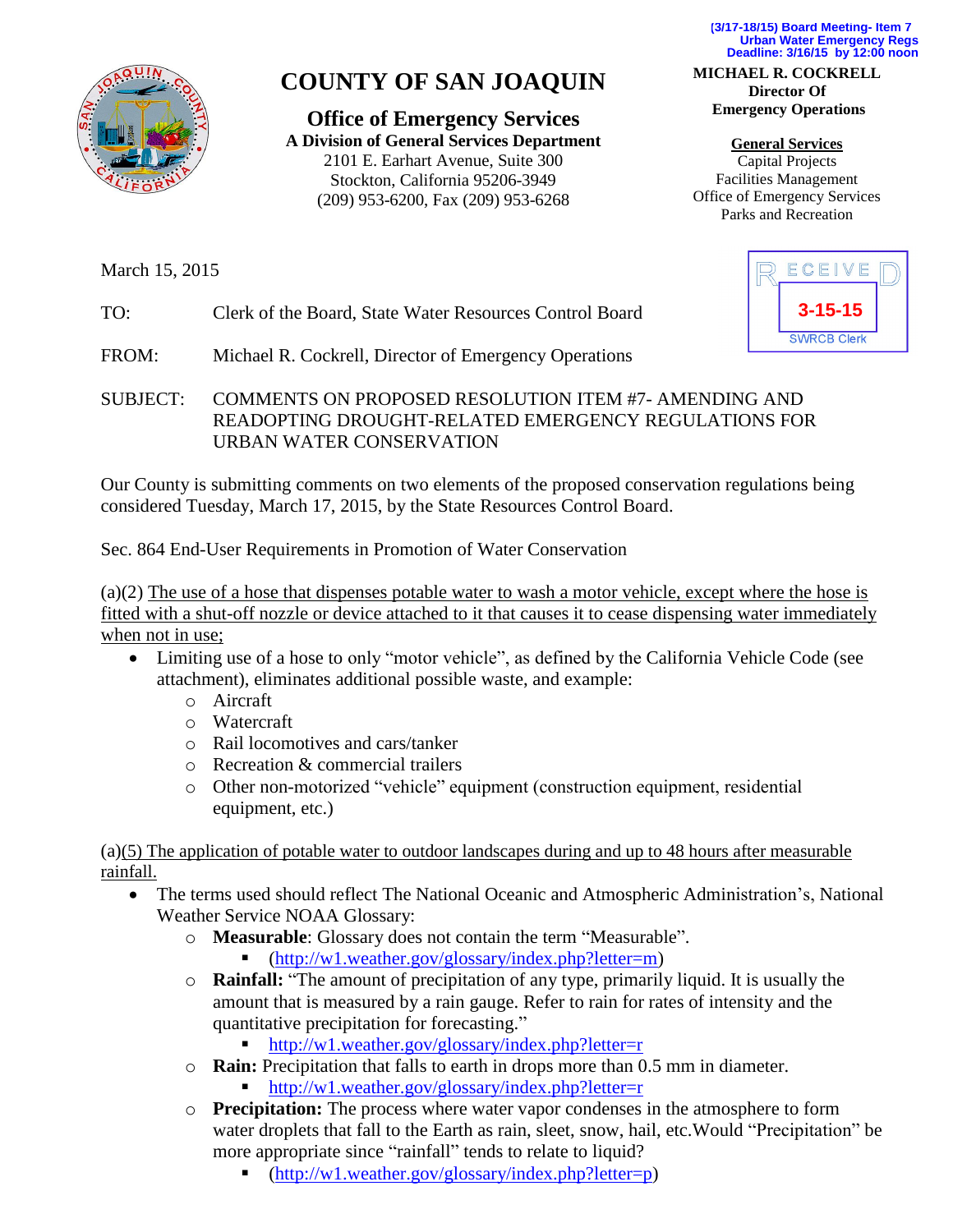(3/17-18/15) Board Meeting- Item 7
Urban Water Emergency Regs
Deadline: 3/16/15 by 12:00 noon

# COUNTY OF SAN JOAQUIN

## Office of Emergency Services

**A Division of General Services Department**

2101 E. Earhart Avenue, Suite 300
Stockton, California 95206-3949
(209) 953-6200, Fax (209) 953-6268

**MICHAEL R. COCKRELL**
**Director Of**
**Emergency Operations**

**General Services**
Capital Projects
Facilities Management
Office of Emergency Services
Parks and Recreation

RECEIVED
3-15-15
SWRCB Clerk

March 15, 2015

TO: Clerk of the Board, State Water Resources Control Board

FROM: Michael R. Cockrell, Director of Emergency Operations

SUBJECT: COMMENTS ON PROPOSED RESOLUTION ITEM #7- AMENDING AND READOPTING DROUGHT-RELATED EMERGENCY REGULATIONS FOR URBAN WATER CONSERVATION

Our County is submitting comments on two elements of the proposed conservation regulations being considered Tuesday, March 17, 2015, by the State Resources Control Board.

Sec. 864 End-User Requirements in Promotion of Water Conservation

(a)(2) The use of a hose that dispenses potable water to wash a motor vehicle, except where the hose is fitted with a shut-off nozzle or device attached to it that causes it to cease dispensing water immediately when not in use;

- Limiting use of a hose to only "motor vehicle", as defined by the California Vehicle Code (see attachment), eliminates additional possible waste, and example:
  - Aircraft
  - Watercraft
  - Rail locomotives and cars/tanker
  - Recreation & commercial trailers
  - Other non-motorized "vehicle" equipment (construction equipment, residential equipment, etc.)

(a)(5) The application of potable water to outdoor landscapes during and up to 48 hours after measurable rainfall.

- The terms used should reflect The National Oceanic and Atmospheric Administration's, National Weather Service NOAA Glossary:
  - **Measurable**: Glossary does not contain the term "Measurable".
    - (http://w1.weather.gov/glossary/index.php?letter=m)
  - **Rainfall:** "The amount of precipitation of any type, primarily liquid. It is usually the amount that is measured by a rain gauge. Refer to rain for rates of intensity and the quantitative precipitation for forecasting."
    - http://w1.weather.gov/glossary/index.php?letter=r
  - **Rain:** Precipitation that falls to earth in drops more than 0.5 mm in diameter.
    - http://w1.weather.gov/glossary/index.php?letter=r
  - **Precipitation:** The process where water vapor condenses in the atmosphere to form water droplets that fall to the Earth as rain, sleet, snow, hail, etc.Would "Precipitation" be more appropriate since "rainfall" tends to relate to liquid?
    - (http://w1.weather.gov/glossary/index.php?letter=p)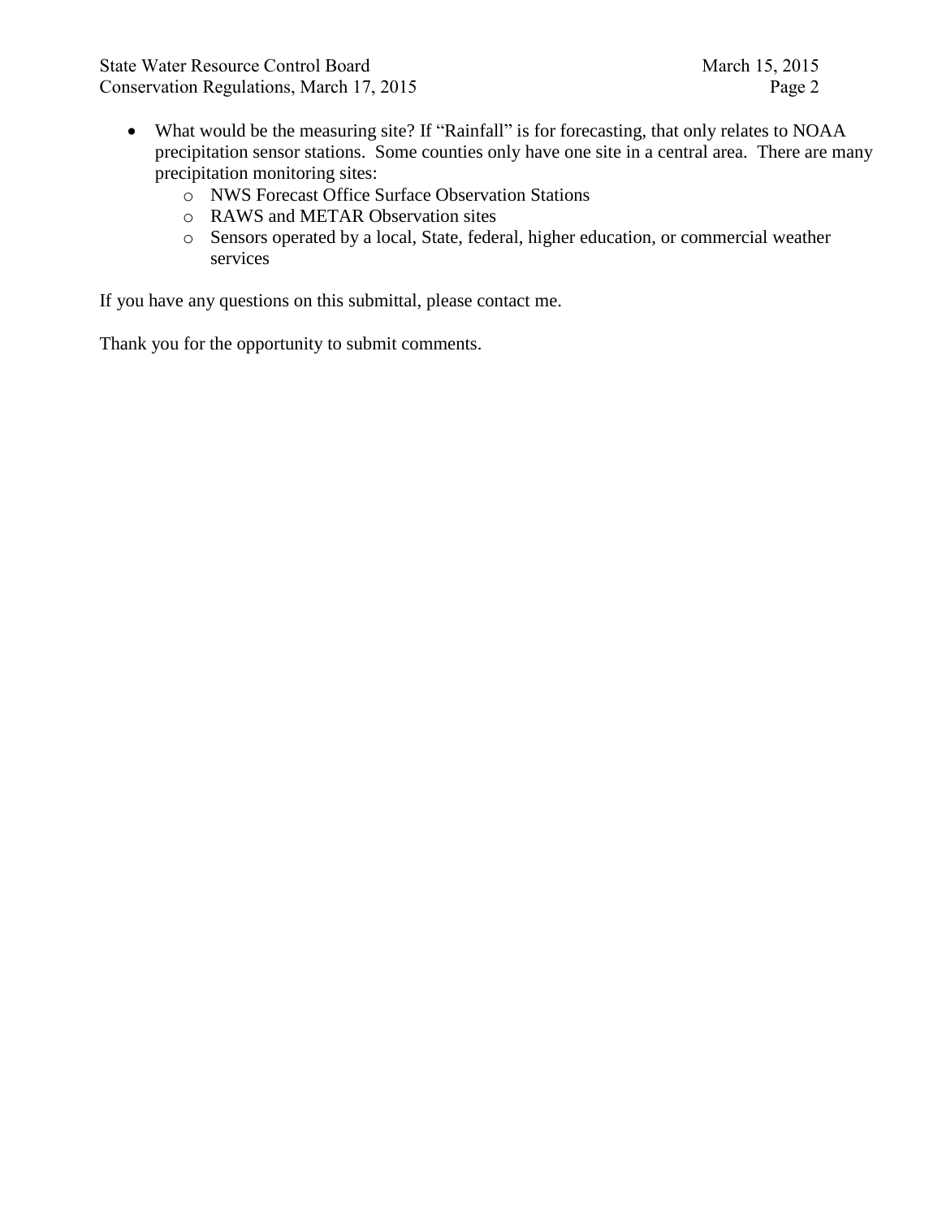- What would be the measuring site? If “Rainfall” is for forecasting, that only relates to NOAA precipitation sensor stations.  Some counties only have one site in a central area.  There are many precipitation monitoring sites:
  - NWS Forecast Office Surface Observation Stations
  - RAWS and METAR Observation sites
  - Sensors operated by a local, State, federal, higher education, or commercial weather services

If you have any questions on this submittal, please contact me.

Thank you for the opportunity to submit comments.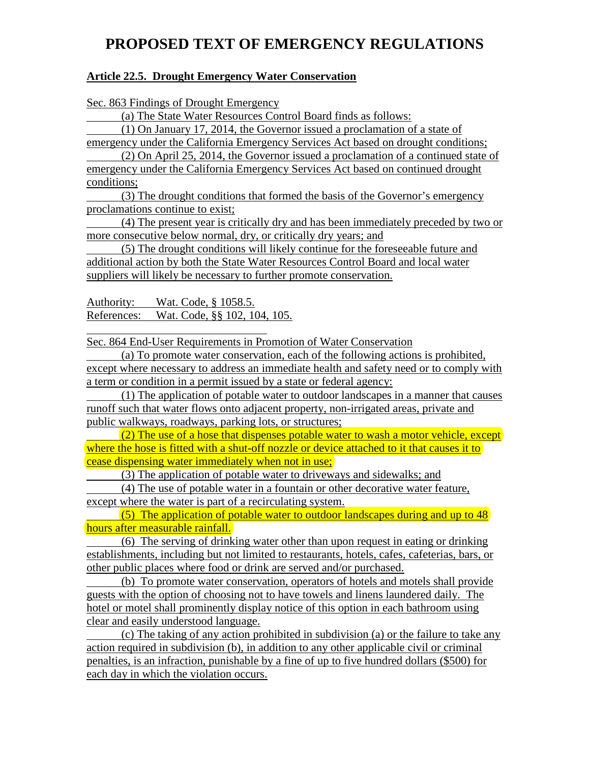# PROPOSED TEXT OF EMERGENCY REGULATIONS

**Article 22.5. Drought Emergency Water Conservation**

Sec. 863 Findings of Drought Emergency

(a) The State Water Resources Control Board finds as follows:

(1) On January 17, 2014, the Governor issued a proclamation of a state of emergency under the California Emergency Services Act based on drought conditions;

(2) On April 25, 2014, the Governor issued a proclamation of a continued state of emergency under the California Emergency Services Act based on continued drought conditions;

(3) The drought conditions that formed the basis of the Governor's emergency proclamations continue to exist;

(4) The present year is critically dry and has been immediately preceded by two or more consecutive below normal, dry, or critically dry years; and

(5) The drought conditions will likely continue for the foreseeable future and additional action by both the State Water Resources Control Board and local water suppliers will likely be necessary to further promote conservation.

Authority: Wat. Code, § 1058.5.
References: Wat. Code, §§ 102, 104, 105.

---

Sec. 864 End-User Requirements in Promotion of Water Conservation

(a) To promote water conservation, each of the following actions is prohibited, except where necessary to address an immediate health and safety need or to comply with a term or condition in a permit issued by a state or federal agency:

(1) The application of potable water to outdoor landscapes in a manner that causes runoff such that water flows onto adjacent property, non-irrigated areas, private and public walkways, roadways, parking lots, or structures;

(2) The use of a hose that dispenses potable water to wash a motor vehicle, except where the hose is fitted with a shut-off nozzle or device attached to it that causes it to cease dispensing water immediately when not in use;

(3) The application of potable water to driveways and sidewalks; and

(4) The use of potable water in a fountain or other decorative water feature, except where the water is part of a recirculating system.

(5) The application of potable water to outdoor landscapes during and up to 48 hours after measurable rainfall.

(6) The serving of drinking water other than upon request in eating or drinking establishments, including but not limited to restaurants, hotels, cafes, cafeterias, bars, or other public places where food or drink are served and/or purchased.

(b) To promote water conservation, operators of hotels and motels shall provide guests with the option of choosing not to have towels and linens laundered daily. The hotel or motel shall prominently display notice of this option in each bathroom using clear and easily understood language.

(c) The taking of any action prohibited in subdivision (a) or the failure to take any action required in subdivision (b), in addition to any other applicable civil or criminal penalties, is an infraction, punishable by a fine of up to five hundred dollars ($500) for each day in which the violation occurs.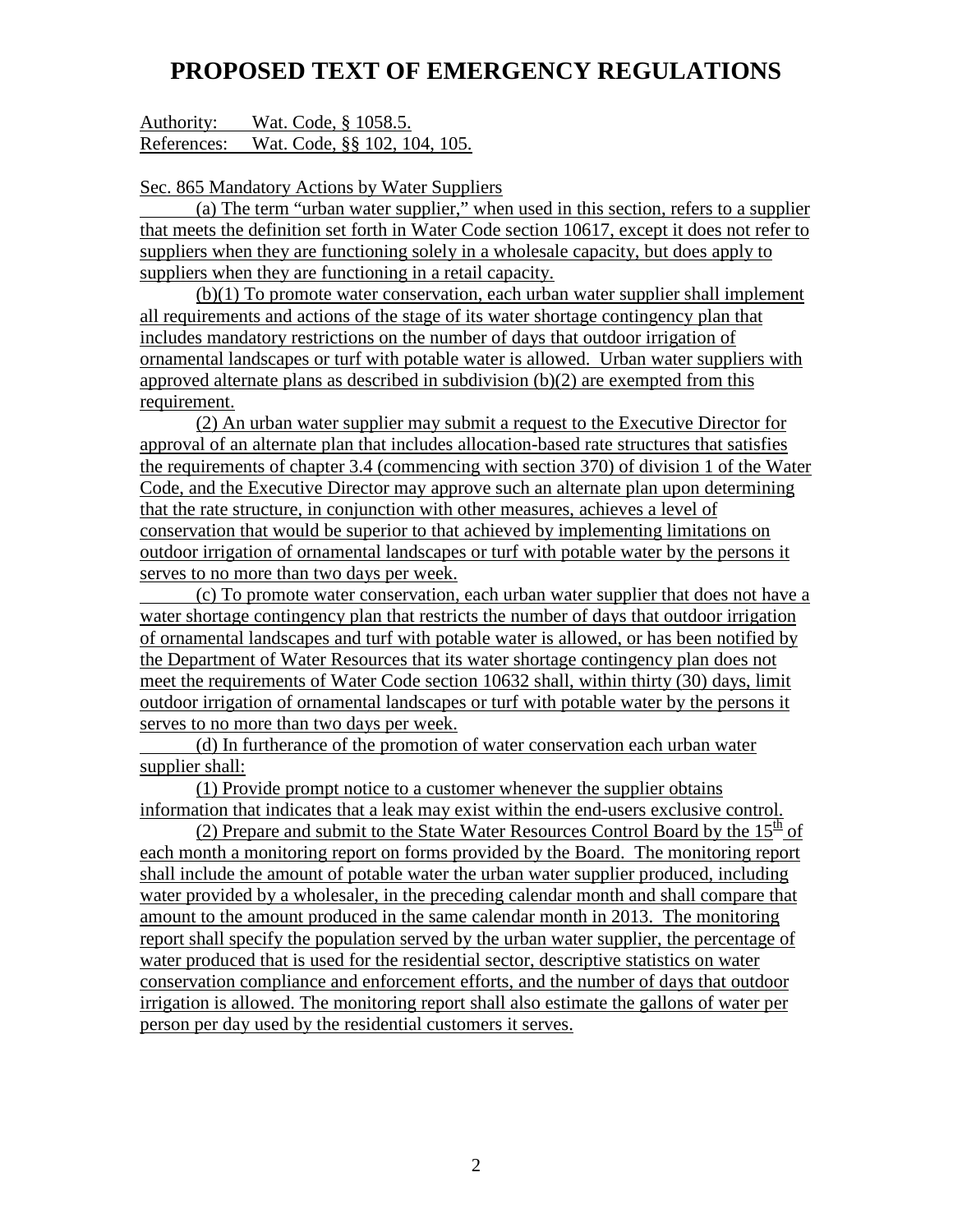# PROPOSED TEXT OF EMERGENCY REGULATIONS

Authority: Wat. Code, § 1058.5.
References: Wat. Code, §§ 102, 104, 105.

Sec. 865 Mandatory Actions by Water Suppliers

(a) The term "urban water supplier," when used in this section, refers to a supplier that meets the definition set forth in Water Code section 10617, except it does not refer to suppliers when they are functioning solely in a wholesale capacity, but does apply to suppliers when they are functioning in a retail capacity.

(b)(1) To promote water conservation, each urban water supplier shall implement all requirements and actions of the stage of its water shortage contingency plan that includes mandatory restrictions on the number of days that outdoor irrigation of ornamental landscapes or turf with potable water is allowed. Urban water suppliers with approved alternate plans as described in subdivision (b)(2) are exempted from this requirement.

(2) An urban water supplier may submit a request to the Executive Director for approval of an alternate plan that includes allocation-based rate structures that satisfies the requirements of chapter 3.4 (commencing with section 370) of division 1 of the Water Code, and the Executive Director may approve such an alternate plan upon determining that the rate structure, in conjunction with other measures, achieves a level of conservation that would be superior to that achieved by implementing limitations on outdoor irrigation of ornamental landscapes or turf with potable water by the persons it serves to no more than two days per week.

(c) To promote water conservation, each urban water supplier that does not have a water shortage contingency plan that restricts the number of days that outdoor irrigation of ornamental landscapes and turf with potable water is allowed, or has been notified by the Department of Water Resources that its water shortage contingency plan does not meet the requirements of Water Code section 10632 shall, within thirty (30) days, limit outdoor irrigation of ornamental landscapes or turf with potable water by the persons it serves to no more than two days per week.

(d) In furtherance of the promotion of water conservation each urban water supplier shall:

(1) Provide prompt notice to a customer whenever the supplier obtains information that indicates that a leak may exist within the end-users exclusive control.

(2) Prepare and submit to the State Water Resources Control Board by the 15th of each month a monitoring report on forms provided by the Board. The monitoring report shall include the amount of potable water the urban water supplier produced, including water provided by a wholesaler, in the preceding calendar month and shall compare that amount to the amount produced in the same calendar month in 2013. The monitoring report shall specify the population served by the urban water supplier, the percentage of water produced that is used for the residential sector, descriptive statistics on water conservation compliance and enforcement efforts, and the number of days that outdoor irrigation is allowed. The monitoring report shall also estimate the gallons of water per person per day used by the residential customers it serves.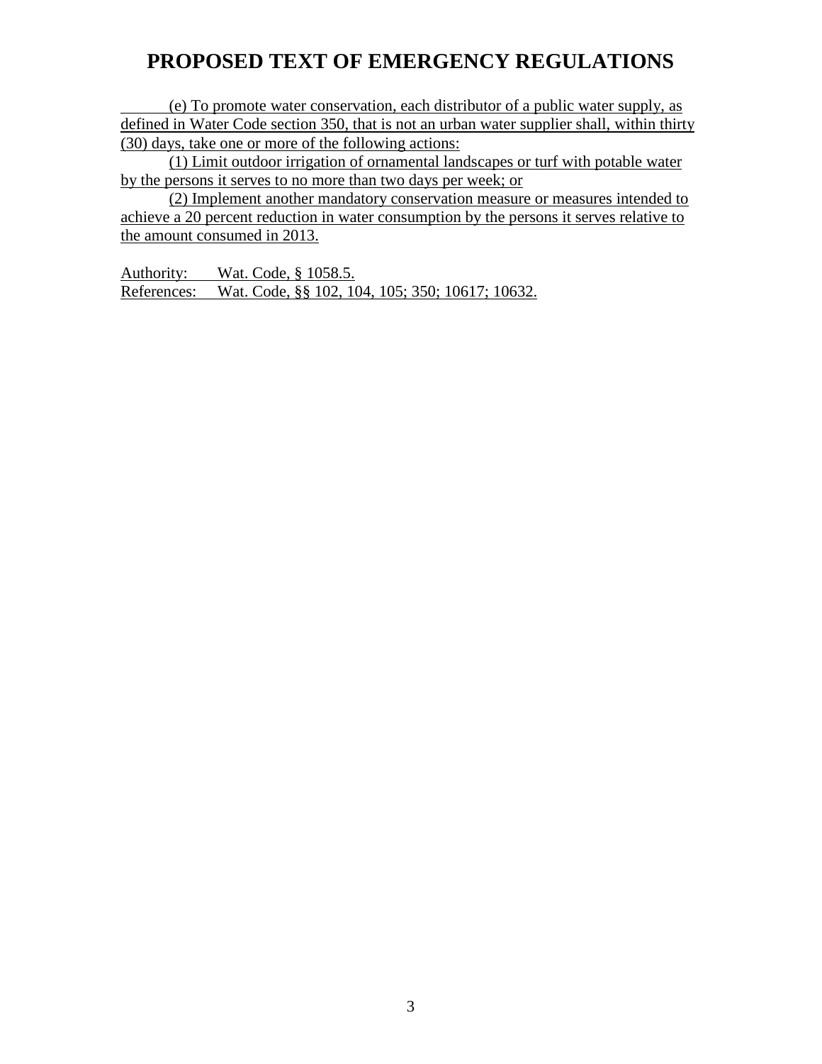# PROPOSED TEXT OF EMERGENCY REGULATIONS

(e) To promote water conservation, each distributor of a public water supply, as defined in Water Code section 350, that is not an urban water supplier shall, within thirty (30) days, take one or more of the following actions:

(1) Limit outdoor irrigation of ornamental landscapes or turf with potable water by the persons it serves to no more than two days per week; or

(2) Implement another mandatory conservation measure or measures intended to achieve a 20 percent reduction in water consumption by the persons it serves relative to the amount consumed in 2013.

Authority: Wat. Code, § 1058.5.
References: Wat. Code, §§ 102, 104, 105; 350; 10617; 10632.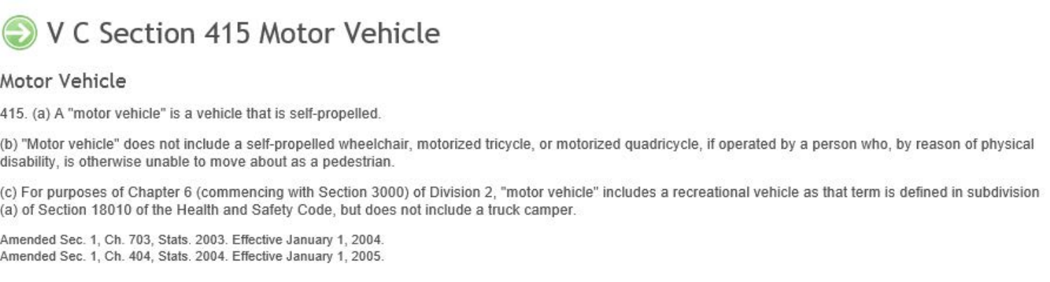# V C Section 415 Motor Vehicle

## Motor Vehicle

415. (a) A "motor vehicle" is a vehicle that is self-propelled.

(b) "Motor vehicle" does not include a self-propelled wheelchair, motorized tricycle, or motorized quadricycle, if operated by a person who, by reason of physical disability, is otherwise unable to move about as a pedestrian.

(c) For purposes of Chapter 6 (commencing with Section 3000) of Division 2, "motor vehicle" includes a recreational vehicle as that term is defined in subdivision (a) of Section 18010 of the Health and Safety Code, but does not include a truck camper.

Amended Sec. 1, Ch. 703, Stats. 2003. Effective January 1, 2004.
Amended Sec. 1, Ch. 404, Stats. 2004. Effective January 1, 2005.